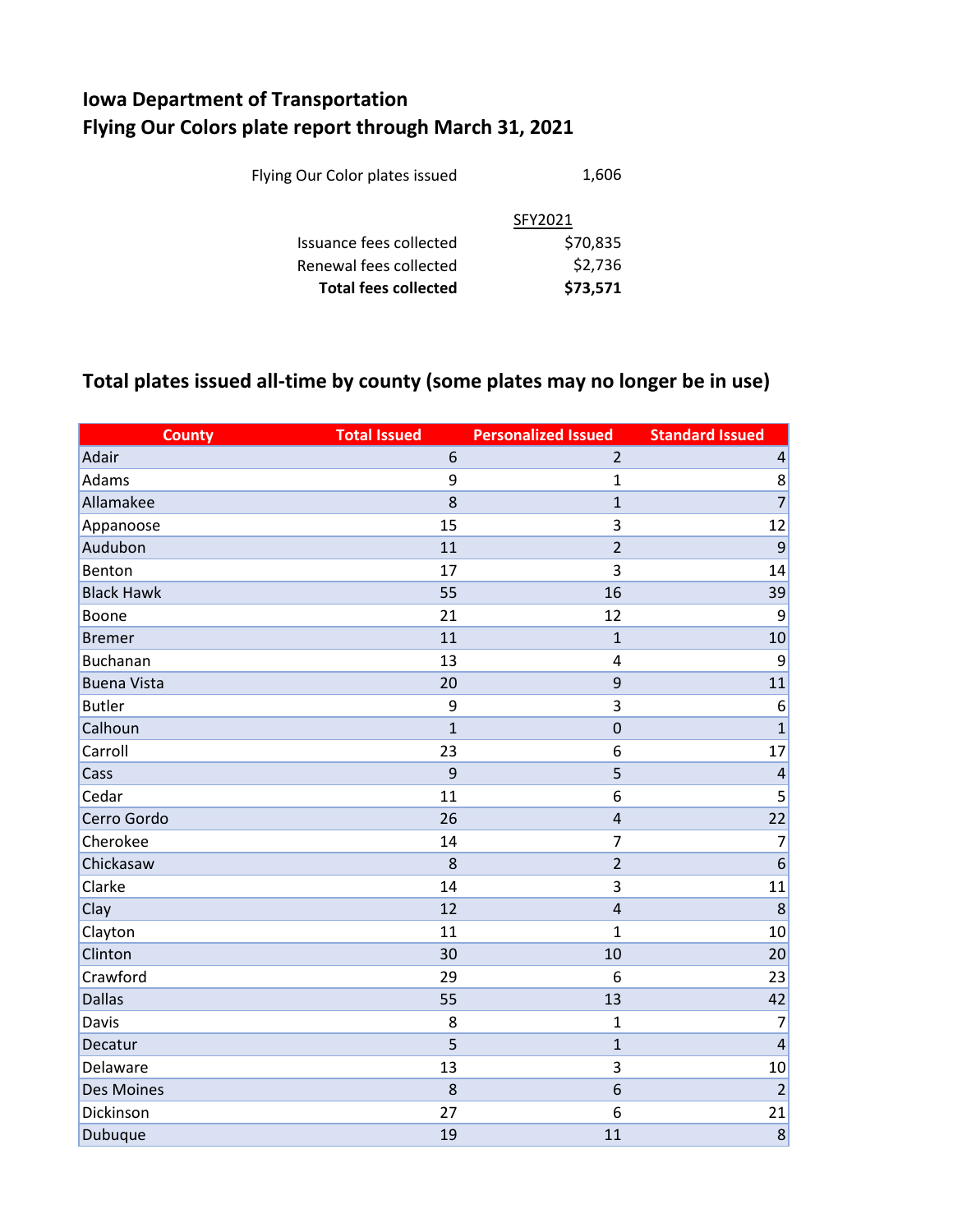# Iowa Department of Transportation
# Flying Our Colors plate report through March 31, 2021

| | |
|---|---|
| Flying Our Color plates issued | 1,606 |
| | SFY2021 |
| Issuance fees collected | $70,835 |
| Renewal fees collected | $2,736 |
| **Total fees collected** | **$73,571** |

## Total plates issued all-time by county (some plates may no longer be in use)

| County | Total Issued | Personalized Issued | Standard Issued |
|---|---|---|---|
| Adair | 6 | 2 | 4 |
| Adams | 9 | 1 | 8 |
| Allamakee | 8 | 1 | 7 |
| Appanoose | 15 | 3 | 12 |
| Audubon | 11 | 2 | 9 |
| Benton | 17 | 3 | 14 |
| Black Hawk | 55 | 16 | 39 |
| Boone | 21 | 12 | 9 |
| Bremer | 11 | 1 | 10 |
| Buchanan | 13 | 4 | 9 |
| Buena Vista | 20 | 9 | 11 |
| Butler | 9 | 3 | 6 |
| Calhoun | 1 | 0 | 1 |
| Carroll | 23 | 6 | 17 |
| Cass | 9 | 5 | 4 |
| Cedar | 11 | 6 | 5 |
| Cerro Gordo | 26 | 4 | 22 |
| Cherokee | 14 | 7 | 7 |
| Chickasaw | 8 | 2 | 6 |
| Clarke | 14 | 3 | 11 |
| Clay | 12 | 4 | 8 |
| Clayton | 11 | 1 | 10 |
| Clinton | 30 | 10 | 20 |
| Crawford | 29 | 6 | 23 |
| Dallas | 55 | 13 | 42 |
| Davis | 8 | 1 | 7 |
| Decatur | 5 | 1 | 4 |
| Delaware | 13 | 3 | 10 |
| Des Moines | 8 | 6 | 2 |
| Dickinson | 27 | 6 | 21 |
| Dubuque | 19 | 11 | 8 |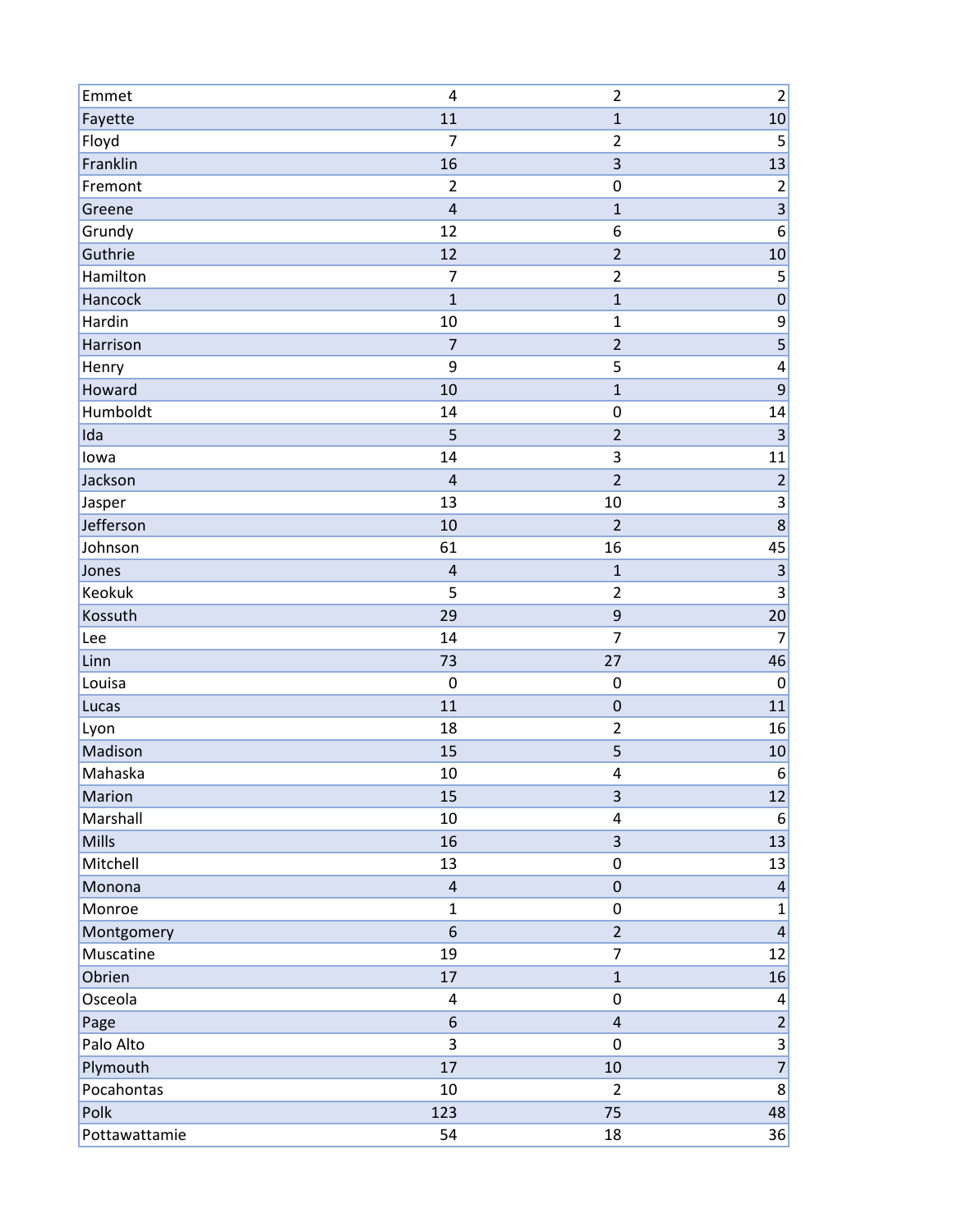| | | | |
|---|---|---|---|
| Emmet | 4 | 2 | 2 |
| Fayette | 11 | 1 | 10 |
| Floyd | 7 | 2 | 5 |
| Franklin | 16 | 3 | 13 |
| Fremont | 2 | 0 | 2 |
| Greene | 4 | 1 | 3 |
| Grundy | 12 | 6 | 6 |
| Guthrie | 12 | 2 | 10 |
| Hamilton | 7 | 2 | 5 |
| Hancock | 1 | 1 | 0 |
| Hardin | 10 | 1 | 9 |
| Harrison | 7 | 2 | 5 |
| Henry | 9 | 5 | 4 |
| Howard | 10 | 1 | 9 |
| Humboldt | 14 | 0 | 14 |
| Ida | 5 | 2 | 3 |
| Iowa | 14 | 3 | 11 |
| Jackson | 4 | 2 | 2 |
| Jasper | 13 | 10 | 3 |
| Jefferson | 10 | 2 | 8 |
| Johnson | 61 | 16 | 45 |
| Jones | 4 | 1 | 3 |
| Keokuk | 5 | 2 | 3 |
| Kossuth | 29 | 9 | 20 |
| Lee | 14 | 7 | 7 |
| Linn | 73 | 27 | 46 |
| Louisa | 0 | 0 | 0 |
| Lucas | 11 | 0 | 11 |
| Lyon | 18 | 2 | 16 |
| Madison | 15 | 5 | 10 |
| Mahaska | 10 | 4 | 6 |
| Marion | 15 | 3 | 12 |
| Marshall | 10 | 4 | 6 |
| Mills | 16 | 3 | 13 |
| Mitchell | 13 | 0 | 13 |
| Monona | 4 | 0 | 4 |
| Monroe | 1 | 0 | 1 |
| Montgomery | 6 | 2 | 4 |
| Muscatine | 19 | 7 | 12 |
| Obrien | 17 | 1 | 16 |
| Osceola | 4 | 0 | 4 |
| Page | 6 | 4 | 2 |
| Palo Alto | 3 | 0 | 3 |
| Plymouth | 17 | 10 | 7 |
| Pocahontas | 10 | 2 | 8 |
| Polk | 123 | 75 | 48 |
| Pottawattamie | 54 | 18 | 36 |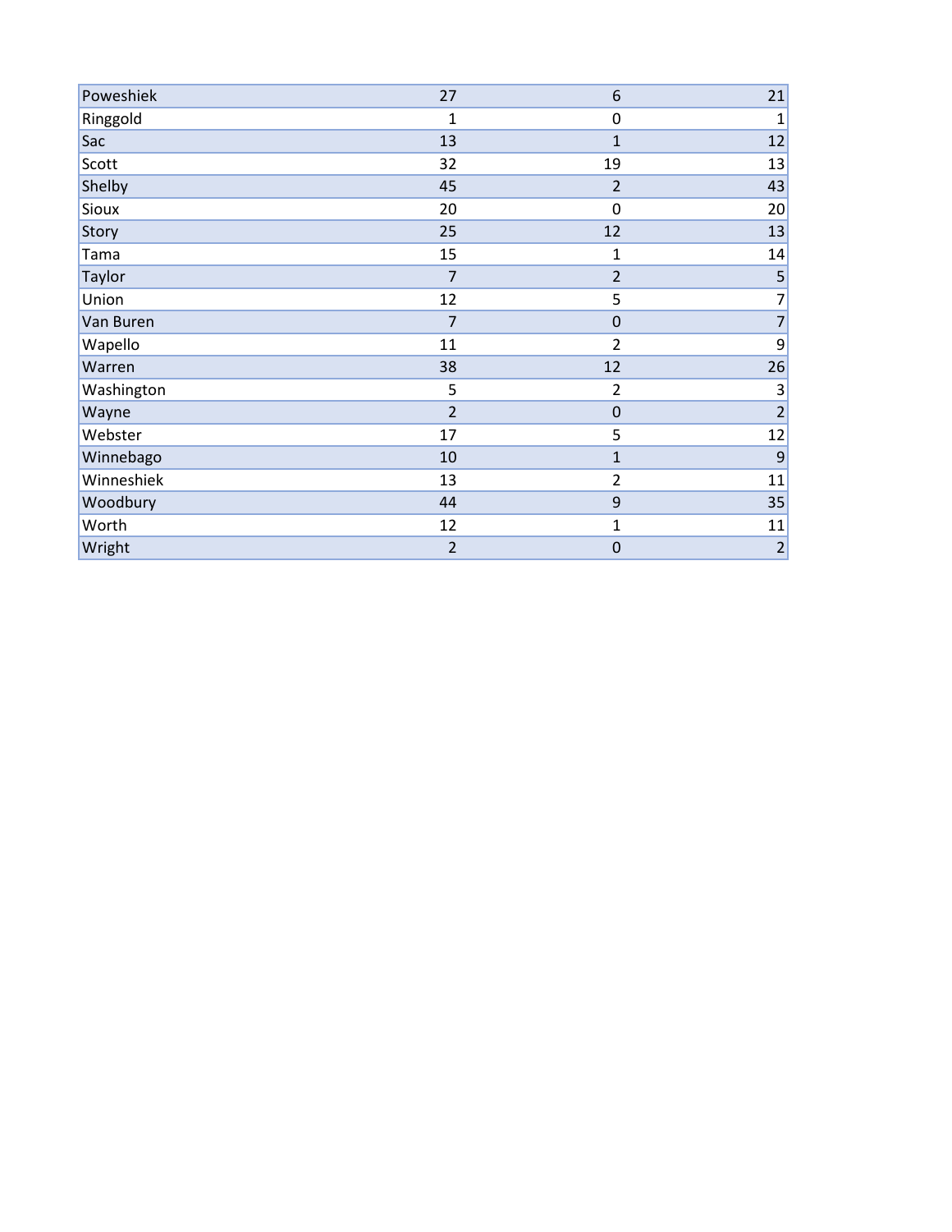| | | | |
|---|---|---|---|
| Poweshiek | 27 | 6 | 21 |
| Ringgold | 1 | 0 | 1 |
| Sac | 13 | 1 | 12 |
| Scott | 32 | 19 | 13 |
| Shelby | 45 | 2 | 43 |
| Sioux | 20 | 0 | 20 |
| Story | 25 | 12 | 13 |
| Tama | 15 | 1 | 14 |
| Taylor | 7 | 2 | 5 |
| Union | 12 | 5 | 7 |
| Van Buren | 7 | 0 | 7 |
| Wapello | 11 | 2 | 9 |
| Warren | 38 | 12 | 26 |
| Washington | 5 | 2 | 3 |
| Wayne | 2 | 0 | 2 |
| Webster | 17 | 5 | 12 |
| Winnebago | 10 | 1 | 9 |
| Winneshiek | 13 | 2 | 11 |
| Woodbury | 44 | 9 | 35 |
| Worth | 12 | 1 | 11 |
| Wright | 2 | 0 | 2 |